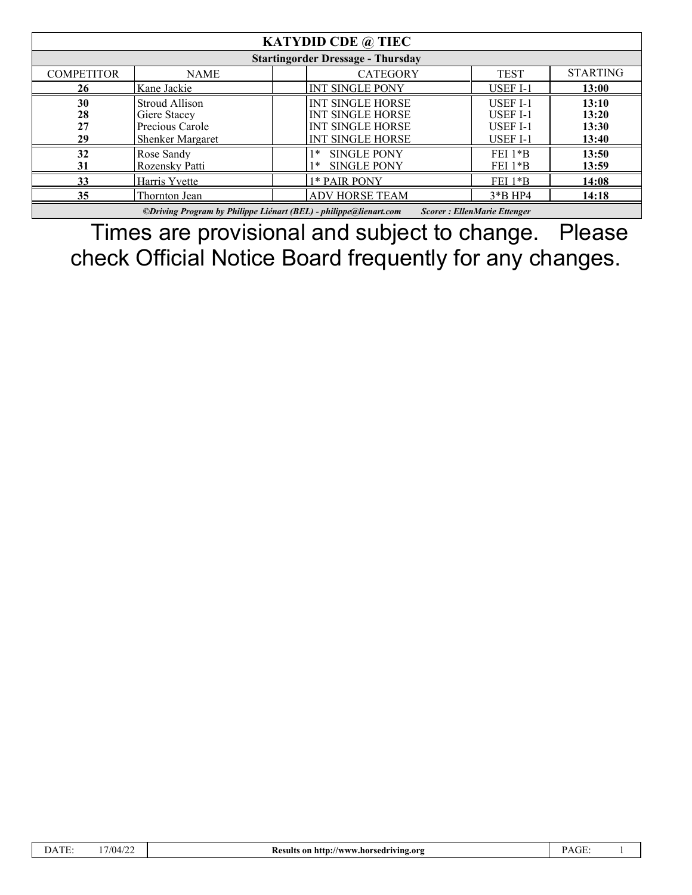# KATYDID CDE @ TIEC

## Startingorder Dressage - Thursday

| COMPETITOR | NAME | | CATEGORY | TEST | STARTING |
|---|---|---|---|---|---|
| **26** | Kane Jackie | | INT SINGLE PONY | USEF I-1 | **13:00** |
| **30** | Stroud Allison | | INT SINGLE HORSE | USEF I-1 | **13:10** |
| **28** | Giere Stacey | | INT SINGLE HORSE | USEF I-1 | **13:20** |
| **27** | Precious Carole | | INT SINGLE HORSE | USEF I-1 | **13:30** |
| **29** | Shenker Margaret | | INT SINGLE HORSE | USEF I-1 | **13:40** |
| **32** | Rose Sandy | | 1* SINGLE PONY | FEI 1*B | **13:50** |
| **31** | Rozensky Patti | | 1* SINGLE PONY | FEI 1*B | **13:59** |
| **33** | Harris Yvette | | 1* PAIR PONY | FEI 1*B | **14:08** |
| **35** | Thornton Jean | | ADV HORSE TEAM | 3*B HP4 | **14:18** |

***©Driving Program by Philippe Liénart (BEL) - philippe@lienart.com*** ***Scorer : EllenMarie Ettenger***

Times are provisional and subject to change. Please check Official Notice Board frequently for any changes.

| DATE: 17/04/22 | **Results on http://www.horsedriving.org** | PAGE: 1 |
|---|---|---|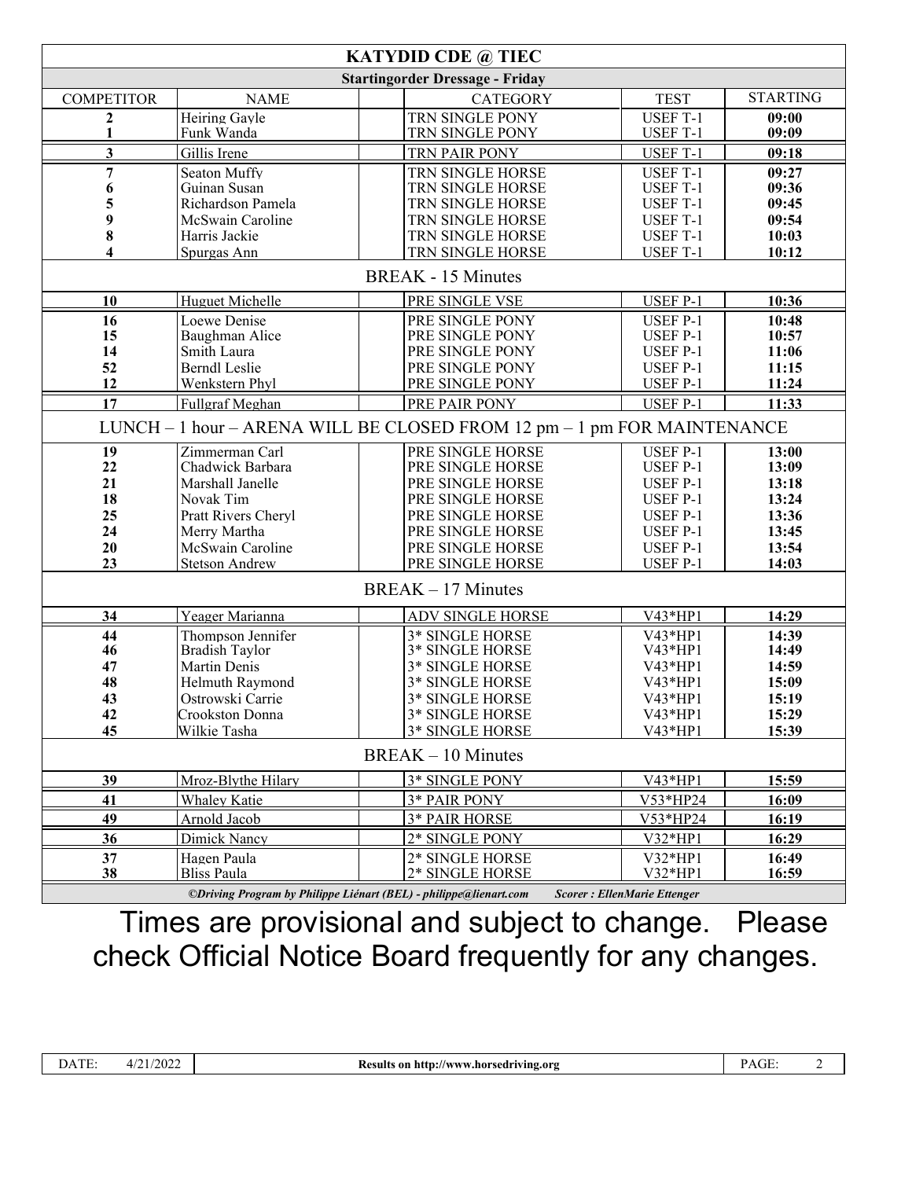# KATYDID CDE @ TIEC

## Startingorder Dressage - Friday

| COMPETITOR | NAME | | CATEGORY | TEST | STARTING |
|---|---|---|---|---|---|
| 2 | Heiring Gayle | | TRN SINGLE PONY | USEF T-1 | 09:00 |
| 1 | Funk Wanda | | TRN SINGLE PONY | USEF T-1 | 09:09 |
| 3 | Gillis Irene | | TRN PAIR PONY | USEF T-1 | 09:18 |
| 7 | Seaton Muffy | | TRN SINGLE HORSE | USEF T-1 | 09:27 |
| 6 | Guinan Susan | | TRN SINGLE HORSE | USEF T-1 | 09:36 |
| 5 | Richardson Pamela | | TRN SINGLE HORSE | USEF T-1 | 09:45 |
| 9 | McSwain Caroline | | TRN SINGLE HORSE | USEF T-1 | 09:54 |
| 8 | Harris Jackie | | TRN SINGLE HORSE | USEF T-1 | 10:03 |
| 4 | Spurgas Ann | | TRN SINGLE HORSE | USEF T-1 | 10:12 |
| BREAK - 15 Minutes | | | | | |
| 10 | Huguet Michelle | | PRE SINGLE VSE | USEF P-1 | 10:36 |
| 16 | Loewe Denise | | PRE SINGLE PONY | USEF P-1 | 10:48 |
| 15 | Baughman Alice | | PRE SINGLE PONY | USEF P-1 | 10:57 |
| 14 | Smith Laura | | PRE SINGLE PONY | USEF P-1 | 11:06 |
| 52 | Berndl Leslie | | PRE SINGLE PONY | USEF P-1 | 11:15 |
| 12 | Wenkstern Phyl | | PRE SINGLE PONY | USEF P-1 | 11:24 |
| 17 | Fullgraf Meghan | | PRE PAIR PONY | USEF P-1 | 11:33 |
| LUNCH – 1 hour – ARENA WILL BE CLOSED FROM 12 pm – 1 pm FOR MAINTENANCE | | | | | |
| 19 | Zimmerman Carl | | PRE SINGLE HORSE | USEF P-1 | 13:00 |
| 22 | Chadwick Barbara | | PRE SINGLE HORSE | USEF P-1 | 13:09 |
| 21 | Marshall Janelle | | PRE SINGLE HORSE | USEF P-1 | 13:18 |
| 18 | Novak Tim | | PRE SINGLE HORSE | USEF P-1 | 13:24 |
| 25 | Pratt Rivers Cheryl | | PRE SINGLE HORSE | USEF P-1 | 13:36 |
| 24 | Merry Martha | | PRE SINGLE HORSE | USEF P-1 | 13:45 |
| 20 | McSwain Caroline | | PRE SINGLE HORSE | USEF P-1 | 13:54 |
| 23 | Stetson Andrew | | PRE SINGLE HORSE | USEF P-1 | 14:03 |
| BREAK – 17 Minutes | | | | | |
| 34 | Yeager Marianna | | ADV SINGLE HORSE | V43*HP1 | 14:29 |
| 44 | Thompson Jennifer | | 3* SINGLE HORSE | V43*HP1 | 14:39 |
| 46 | Bradish Taylor | | 3* SINGLE HORSE | V43*HP1 | 14:49 |
| 47 | Martin Denis | | 3* SINGLE HORSE | V43*HP1 | 14:59 |
| 48 | Helmuth Raymond | | 3* SINGLE HORSE | V43*HP1 | 15:09 |
| 43 | Ostrowski Carrie | | 3* SINGLE HORSE | V43*HP1 | 15:19 |
| 42 | Crookston Donna | | 3* SINGLE HORSE | V43*HP1 | 15:29 |
| 45 | Wilkie Tasha | | 3* SINGLE HORSE | V43*HP1 | 15:39 |
| BREAK – 10 Minutes | | | | | |
| 39 | Mroz-Blythe Hilary | | 3* SINGLE PONY | V43*HP1 | 15:59 |
| 41 | Whaley Katie | | 3* PAIR PONY | V53*HP24 | 16:09 |
| 49 | Arnold Jacob | | 3* PAIR HORSE | V53*HP24 | 16:19 |
| 36 | Dimick Nancy | | 2* SINGLE PONY | V32*HP1 | 16:29 |
| 37 | Hagen Paula | | 2* SINGLE HORSE | V32*HP1 | 16:49 |
| 38 | Bliss Paula | | 2* SINGLE HORSE | V32*HP1 | 16:59 |

*©Driving Program by Philippe Liénart (BEL) - philippe@lienart.com* *Scorer : EllenMarie Ettenger*

Times are provisional and subject to change. Please check Official Notice Board frequently for any changes.

DATE: 4/21/2022 **Results on http://www.horsedriving.org**